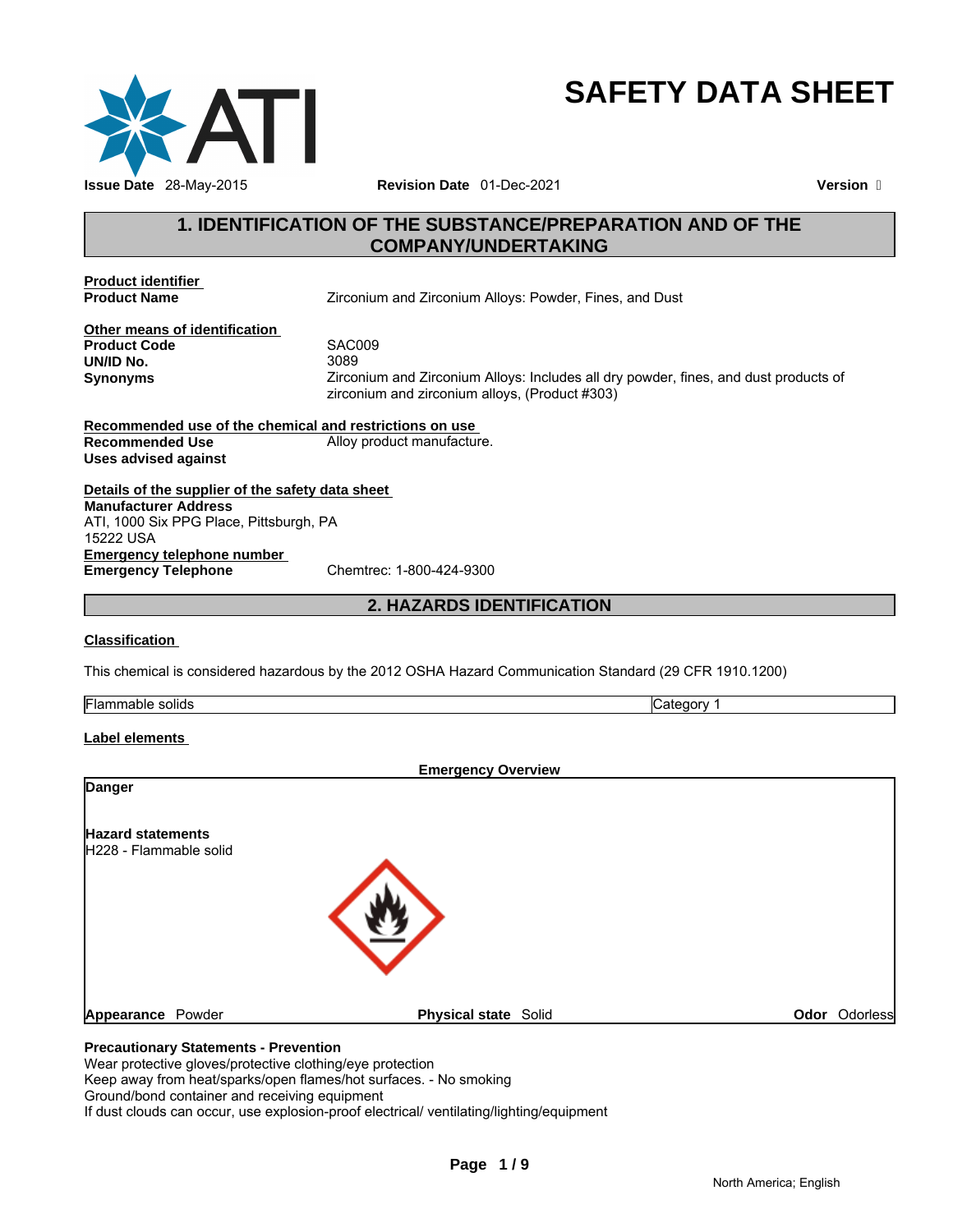# SAFETY DATA SHEET

**Issue Date** 28-May-2015 **Revision Date** 01-Dec-2021 **Version** 

## 1. IDENTIFICATION OF THE SUBSTANCE/PREPARATION AND OF THE COMPANY/UNDERTAKING

**Product identifier**

**Product Name** Zirconium and Zirconium Alloys: Powder, Fines, and Dust

**Other means of identification**

**Product Code** SAC009

**UN/ID No.** 3089

**Synonyms** Zirconium and Zirconium Alloys: Includes all dry powder, fines, and dust products of zirconium and zirconium alloys, (Product #303)

**Recommended use of the chemical and restrictions on use**

**Recommended Use** Alloy product manufacture.

**Uses advised against**

**Details of the supplier of the safety data sheet**

**Manufacturer Address**
ATI, 1000 Six PPG Place, Pittsburgh, PA
15222 USA

**Emergency telephone number**

**Emergency Telephone** Chemtrec: 1-800-424-9300

## 2. HAZARDS IDENTIFICATION

**Classification**

This chemical is considered hazardous by the 2012 OSHA Hazard Communication Standard (29 CFR 1910.1200)

| Flammable solids | Category 1 |
|---|---|

**Label elements**

**Emergency Overview**

**Danger**

**Hazard statements**
H228 - Flammable solid

**Appearance** Powder **Physical state** Solid **Odor** Odorless

**Precautionary Statements - Prevention**
Wear protective gloves/protective clothing/eye protection
Keep away from heat/sparks/open flames/hot surfaces. - No smoking
Ground/bond container and receiving equipment
If dust clouds can occur, use explosion-proof electrical/ ventilating/lighting/equipment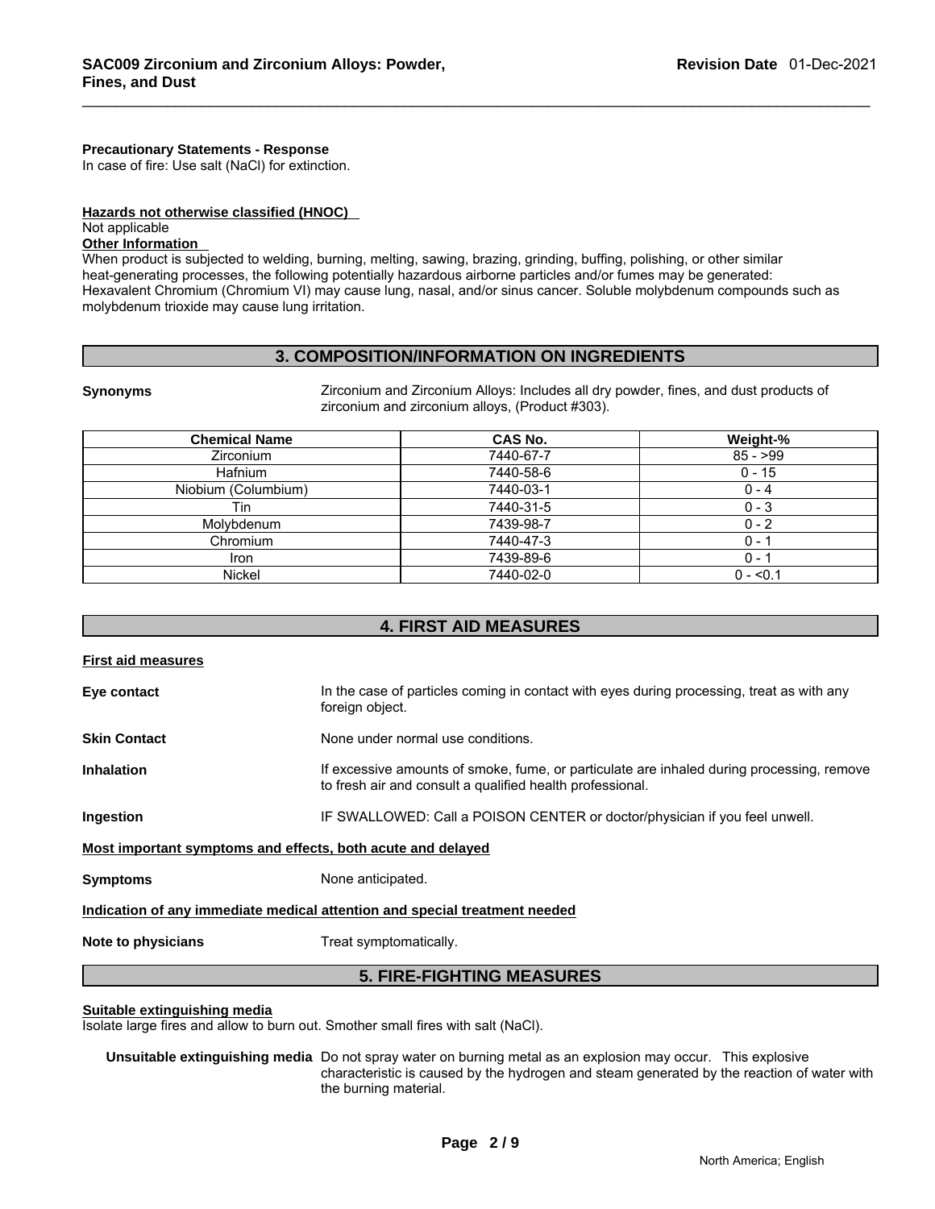**Precautionary Statements - Response**
In case of fire: Use salt (NaCl) for extinction.

**Hazards not otherwise classified (HNOC)**
Not applicable
**Other Information**
When product is subjected to welding, burning, melting, sawing, brazing, grinding, buffing, polishing, or other similar heat-generating processes, the following potentially hazardous airborne particles and/or fumes may be generated: Hexavalent Chromium (Chromium VI) may cause lung, nasal, and/or sinus cancer. Soluble molybdenum compounds such as molybdenum trioxide may cause lung irritation.

## 3. COMPOSITION/INFORMATION ON INGREDIENTS

**Synonyms** Zirconium and Zirconium Alloys: Includes all dry powder, fines, and dust products of zirconium and zirconium alloys, (Product #303).

| Chemical Name | CAS No. | Weight-% |
|---|---|---|
| Zirconium | 7440-67-7 | 85 - >99 |
| Hafnium | 7440-58-6 | 0 - 15 |
| Niobium (Columbium) | 7440-03-1 | 0 - 4 |
| Tin | 7440-31-5 | 0 - 3 |
| Molybdenum | 7439-98-7 | 0 - 2 |
| Chromium | 7440-47-3 | 0 - 1 |
| Iron | 7439-89-6 | 0 - 1 |
| Nickel | 7440-02-0 | 0 - <0.1 |

## 4. FIRST AID MEASURES

**First aid measures**

**Eye contact** In the case of particles coming in contact with eyes during processing, treat as with any foreign object.

**Skin Contact** None under normal use conditions.

**Inhalation** If excessive amounts of smoke, fume, or particulate are inhaled during processing, remove to fresh air and consult a qualified health professional.

**Ingestion** IF SWALLOWED: Call a POISON CENTER or doctor/physician if you feel unwell.

**Most important symptoms and effects, both acute and delayed**

**Symptoms** None anticipated.

**Indication of any immediate medical attention and special treatment needed**

**Note to physicians** Treat symptomatically.

## 5. FIRE-FIGHTING MEASURES

**Suitable extinguishing media**
Isolate large fires and allow to burn out. Smother small fires with salt (NaCl).

**Unsuitable extinguishing media** Do not spray water on burning metal as an explosion may occur. This explosive characteristic is caused by the hydrogen and steam generated by the reaction of water with the burning material.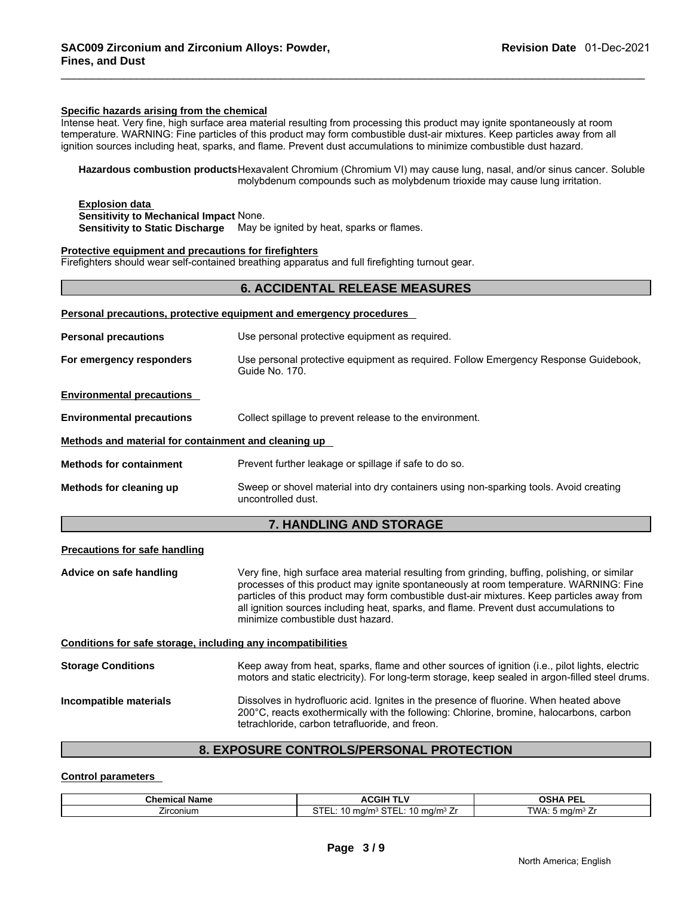**Specific hazards arising from the chemical**

Intense heat. Very fine, high surface area material resulting from processing this product may ignite spontaneously at room temperature. WARNING: Fine particles of this product may form combustible dust-air mixtures. Keep particles away from all ignition sources including heat, sparks, and flame. Prevent dust accumulations to minimize combustible dust hazard.

**Hazardous combustion products** Hexavalent Chromium (Chromium VI) may cause lung, nasal, and/or sinus cancer. Soluble molybdenum compounds such as molybdenum trioxide may cause lung irritation.

**Explosion data**

**Sensitivity to Mechanical Impact** None.

**Sensitivity to Static Discharge** May be ignited by heat, sparks or flames.

**Protective equipment and precautions for firefighters**

Firefighters should wear self-contained breathing apparatus and full firefighting turnout gear.

## 6. ACCIDENTAL RELEASE MEASURES

**Personal precautions, protective equipment and emergency procedures**

**Personal precautions** Use personal protective equipment as required.

**For emergency responders** Use personal protective equipment as required. Follow Emergency Response Guidebook, Guide No. 170.

**Environmental precautions**

**Environmental precautions** Collect spillage to prevent release to the environment.

**Methods and material for containment and cleaning up**

**Methods for containment** Prevent further leakage or spillage if safe to do so.

**Methods for cleaning up** Sweep or shovel material into dry containers using non-sparking tools. Avoid creating uncontrolled dust.

## 7. HANDLING AND STORAGE

**Precautions for safe handling**

**Advice on safe handling** Very fine, high surface area material resulting from grinding, buffing, polishing, or similar processes of this product may ignite spontaneously at room temperature. WARNING: Fine particles of this product may form combustible dust-air mixtures. Keep particles away from all ignition sources including heat, sparks, and flame. Prevent dust accumulations to minimize combustible dust hazard.

**Conditions for safe storage, including any incompatibilities**

**Storage Conditions** Keep away from heat, sparks, flame and other sources of ignition (i.e., pilot lights, electric motors and static electricity). For long-term storage, keep sealed in argon-filled steel drums.

**Incompatible materials** Dissolves in hydrofluoric acid. Ignites in the presence of fluorine. When heated above 200°C, reacts exothermically with the following: Chlorine, bromine, halocarbons, carbon tetrachloride, carbon tetrafluoride, and freon.

## 8. EXPOSURE CONTROLS/PERSONAL PROTECTION

**Control parameters**

| Chemical Name | ACGIH TLV | OSHA PEL |
|---|---|---|
| Zirconium | STEL: 10 mg/m³ STEL: 10 mg/m³ Zr | TWA: 5 mg/m³ Zr |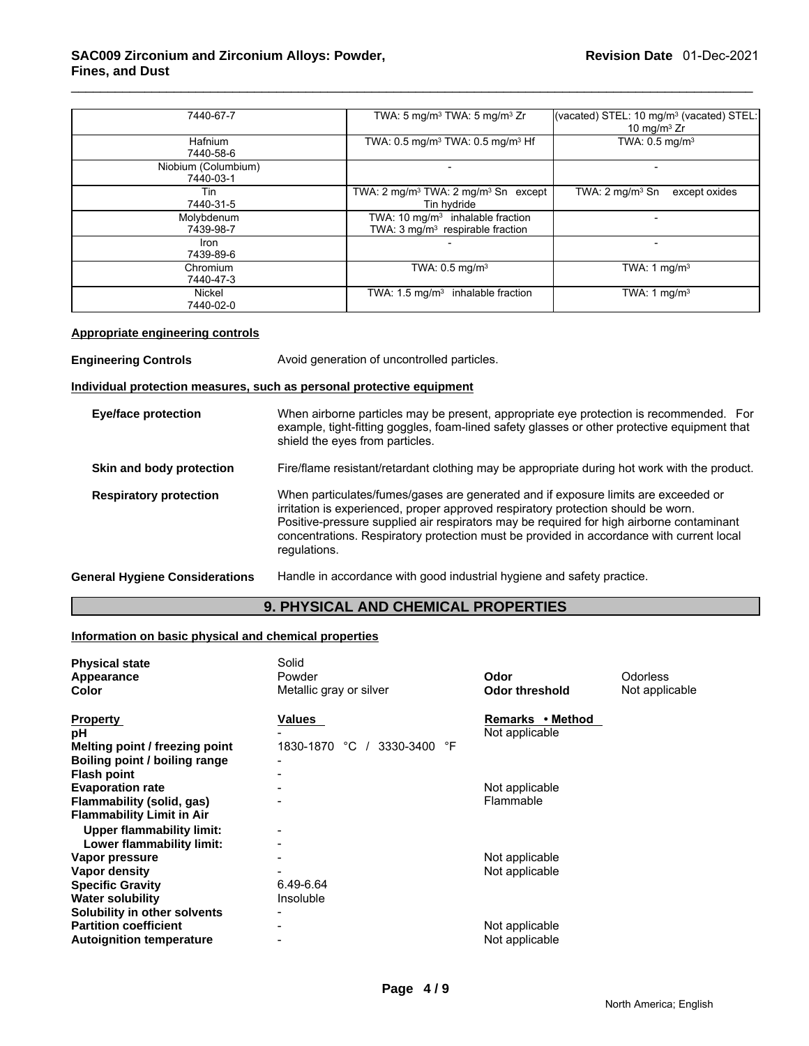| | | |
|---|---|---|
| 7440-67-7 | TWA: 5 mg/m³ TWA: 5 mg/m³ Zr | (vacated) STEL: 10 mg/m³ (vacated) STEL: 10 mg/m³ Zr |
| Hafnium<br>7440-58-6 | TWA: 0.5 mg/m³ TWA: 0.5 mg/m³ Hf | TWA: 0.5 mg/m³ |
| Niobium (Columbium)<br>7440-03-1 | - | - |
| Tin<br>7440-31-5 | TWA: 2 mg/m³ TWA: 2 mg/m³ Sn except Tin hydride | TWA: 2 mg/m³ Sn except oxides |
| Molybdenum<br>7439-98-7 | TWA: 10 mg/m³ inhalable fraction<br>TWA: 3 mg/m³ respirable fraction | - |
| Iron<br>7439-89-6 | - | - |
| Chromium<br>7440-47-3 | TWA: 0.5 mg/m³ | TWA: 1 mg/m³ |
| Nickel<br>7440-02-0 | TWA: 1.5 mg/m³ inhalable fraction | TWA: 1 mg/m³ |

**Appropriate engineering controls**

**Engineering Controls** Avoid generation of uncontrolled particles.

**Individual protection measures, such as personal protective equipment**

**Eye/face protection** When airborne particles may be present, appropriate eye protection is recommended. For example, tight-fitting goggles, foam-lined safety glasses or other protective equipment that shield the eyes from particles.

**Skin and body protection** Fire/flame resistant/retardant clothing may be appropriate during hot work with the product.

**Respiratory protection** When particulates/fumes/gases are generated and if exposure limits are exceeded or irritation is experienced, proper approved respiratory protection should be worn. Positive-pressure supplied air respirators may be required for high airborne contaminant concentrations. Respiratory protection must be provided in accordance with current local regulations.

**General Hygiene Considerations** Handle in accordance with good industrial hygiene and safety practice.

## 9. PHYSICAL AND CHEMICAL PROPERTIES

**Information on basic physical and chemical properties**

| | | | |
|---|---|---|---|
| **Physical state** | Solid | | |
| **Appearance** | Powder | **Odor** | Odorless |
| **Color** | Metallic gray or silver | **Odor threshold** | Not applicable |

| **Property** | **Values** | **Remarks • Method** |
|---|---|---|
| **pH** | - | Not applicable |
| **Melting point / freezing point** | 1830-1870 °C / 3330-3400 °F | |
| **Boiling point / boiling range** | - | |
| **Flash point** | - | |
| **Evaporation rate** | - | Not applicable |
| **Flammability (solid, gas)** | - | Flammable |
| **Flammability Limit in Air** | | |
| **Upper flammability limit:** | - | |
| **Lower flammability limit:** | - | |
| **Vapor pressure** | - | Not applicable |
| **Vapor density** | - | Not applicable |
| **Specific Gravity** | 6.49-6.64 | |
| **Water solubility** | Insoluble | |
| **Solubility in other solvents** | - | |
| **Partition coefficient** | - | Not applicable |
| **Autoignition temperature** | - | Not applicable |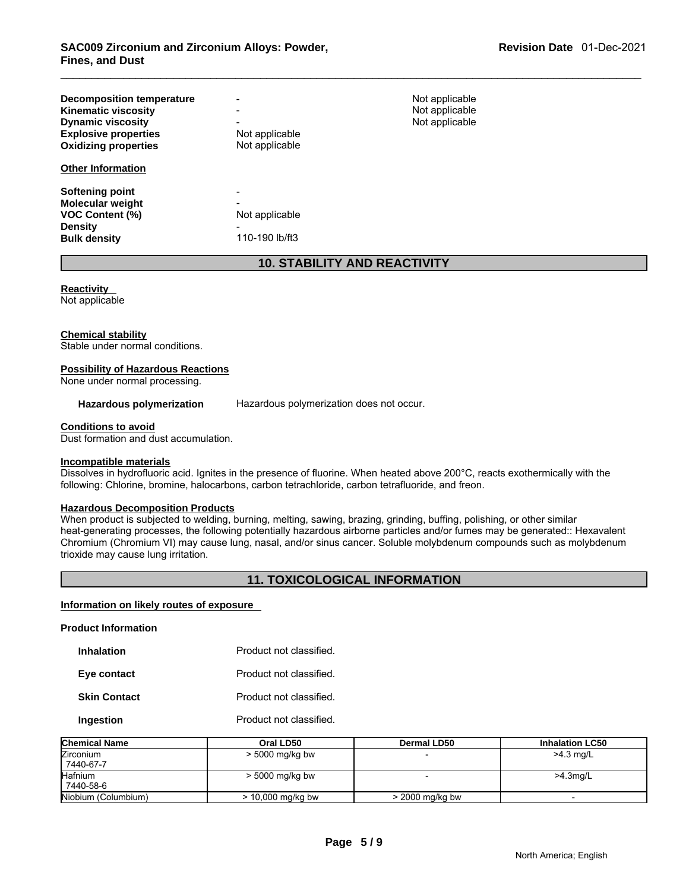| | | |
|---|---|---|
| **Decomposition temperature** | - | Not applicable |
| **Kinematic viscosity** | - | Not applicable |
| **Dynamic viscosity** | - | Not applicable |
| **Explosive properties** | Not applicable | |
| **Oxidizing properties** | Not applicable | |

**Other Information**

| | |
|---|---|
| **Softening point** | - |
| **Molecular weight** | - |
| **VOC Content (%)** | Not applicable |
| **Density** | - |
| **Bulk density** | 110-190 lb/ft3 |

## 10. STABILITY AND REACTIVITY

**Reactivity**
Not applicable

**Chemical stability**
Stable under normal conditions.

**Possibility of Hazardous Reactions**
None under normal processing.

**Hazardous polymerization** Hazardous polymerization does not occur.

**Conditions to avoid**
Dust formation and dust accumulation.

**Incompatible materials**
Dissolves in hydrofluoric acid. Ignites in the presence of fluorine. When heated above 200°C, reacts exothermically with the following: Chlorine, bromine, halocarbons, carbon tetrachloride, carbon tetrafluoride, and freon.

**Hazardous Decomposition Products**
When product is subjected to welding, burning, melting, sawing, brazing, grinding, buffing, polishing, or other similar heat-generating processes, the following potentially hazardous airborne particles and/or fumes may be generated:: Hexavalent Chromium (Chromium VI) may cause lung, nasal, and/or sinus cancer. Soluble molybdenum compounds such as molybdenum trioxide may cause lung irritation.

## 11. TOXICOLOGICAL INFORMATION

**Information on likely routes of exposure**

**Product Information**

| | |
|---|---|
| **Inhalation** | Product not classified. |
| **Eye contact** | Product not classified. |
| **Skin Contact** | Product not classified. |
| **Ingestion** | Product not classified. |

| Chemical Name | Oral LD50 | Dermal LD50 | Inhalation LC50 |
|---|---|---|---|
| Zirconium 7440-67-7 | > 5000 mg/kg bw | - | >4.3 mg/L |
| Hafnium 7440-58-6 | > 5000 mg/kg bw | - | >4.3mg/L |
| Niobium (Columbium) | > 10,000 mg/kg bw | > 2000 mg/kg bw | - |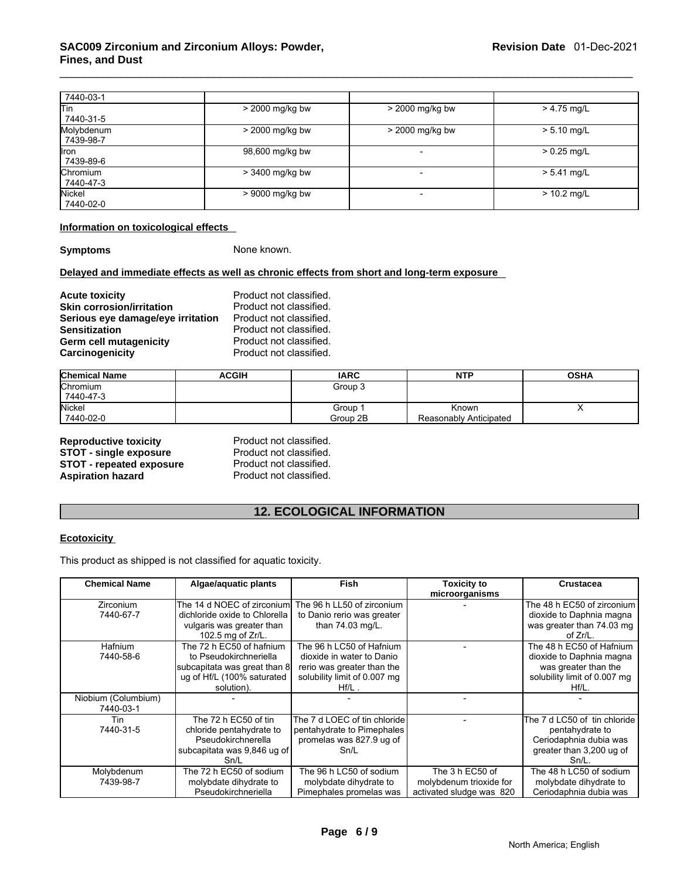| | | | |
|---|---|---|---|
| 7440-03-1 | | | |
| Tin 7440-31-5 | > 2000 mg/kg bw | > 2000 mg/kg bw | > 4.75 mg/L |
| Molybdenum 7439-98-7 | > 2000 mg/kg bw | > 2000 mg/kg bw | > 5.10 mg/L |
| Iron 7439-89-6 | 98,600 mg/kg bw | - | > 0.25 mg/L |
| Chromium 7440-47-3 | > 3400 mg/kg bw | - | > 5.41 mg/L |
| Nickel 7440-02-0 | > 9000 mg/kg bw | - | > 10.2 mg/L |

**Information on toxicological effects**

**Symptoms** None known.

**Delayed and immediate effects as well as chronic effects from short and long-term exposure**

**Acute toxicity** Product not classified.
**Skin corrosion/irritation** Product not classified.
**Serious eye damage/eye irritation** Product not classified.
**Sensitization** Product not classified.
**Germ cell mutagenicity** Product not classified.
**Carcinogenicity** Product not classified.

| Chemical Name | ACGIH | IARC | NTP | OSHA |
|---|---|---|---|---|
| Chromium 7440-47-3 | | Group 3 | | |
| Nickel 7440-02-0 | | Group 1 Group 2B | Known Reasonably Anticipated | X |

**Reproductive toxicity** Product not classified.
**STOT - single exposure** Product not classified.
**STOT - repeated exposure** Product not classified.
**Aspiration hazard** Product not classified.

## 12. ECOLOGICAL INFORMATION

**Ecotoxicity**

This product as shipped is not classified for aquatic toxicity.

| Chemical Name | Algae/aquatic plants | Fish | Toxicity to microorganisms | Crustacea |
|---|---|---|---|---|
| Zirconium 7440-67-7 | The 14 d NOEC of zirconium dichloride oxide to Chlorella vulgaris was greater than 102.5 mg of Zr/L. | The 96 h LL50 of zirconium to Danio rerio was greater than 74.03 mg/L. | - | The 48 h EC50 of zirconium dioxide to Daphnia magna was greater than 74.03 mg of Zr/L. |
| Hafnium 7440-58-6 | The 72 h EC50 of hafnium to Pseudokirchneriella subcapitata was great than 8 ug of Hf/L (100% saturated solution). | The 96 h LC50 of Hafnium dioxide in water to Danio rerio was greater than the solubility limit of 0.007 mg Hf/L . | - | The 48 h EC50 of Hafnium dioxide to Daphnia magna was greater than the solubility limit of 0.007 mg Hf/L. |
| Niobium (Columbium) 7440-03-1 | - | - | - | - |
| Tin 7440-31-5 | The 72 h EC50 of tin chloride pentahydrate to Pseudokirchnerella subcapitata was 9,846 ug of Sn/L | The 7 d LOEC of tin chloride pentahydrate to Pimephales promelas was 827.9 ug of Sn/L | - | The 7 d LC50 of tin chloride pentahydrate to Ceriodaphnia dubia was greater than 3,200 ug of Sn/L. |
| Molybdenum 7439-98-7 | The 72 h EC50 of sodium molybdate dihydrate to Pseudokirchneriella | The 96 h LC50 of sodium molybdate dihydrate to Pimephales promelas was | The 3 h EC50 of molybdenum trioxide for activated sludge was 820 | The 48 h LC50 of sodium molybdate dihydrate to Ceriodaphnia dubia was |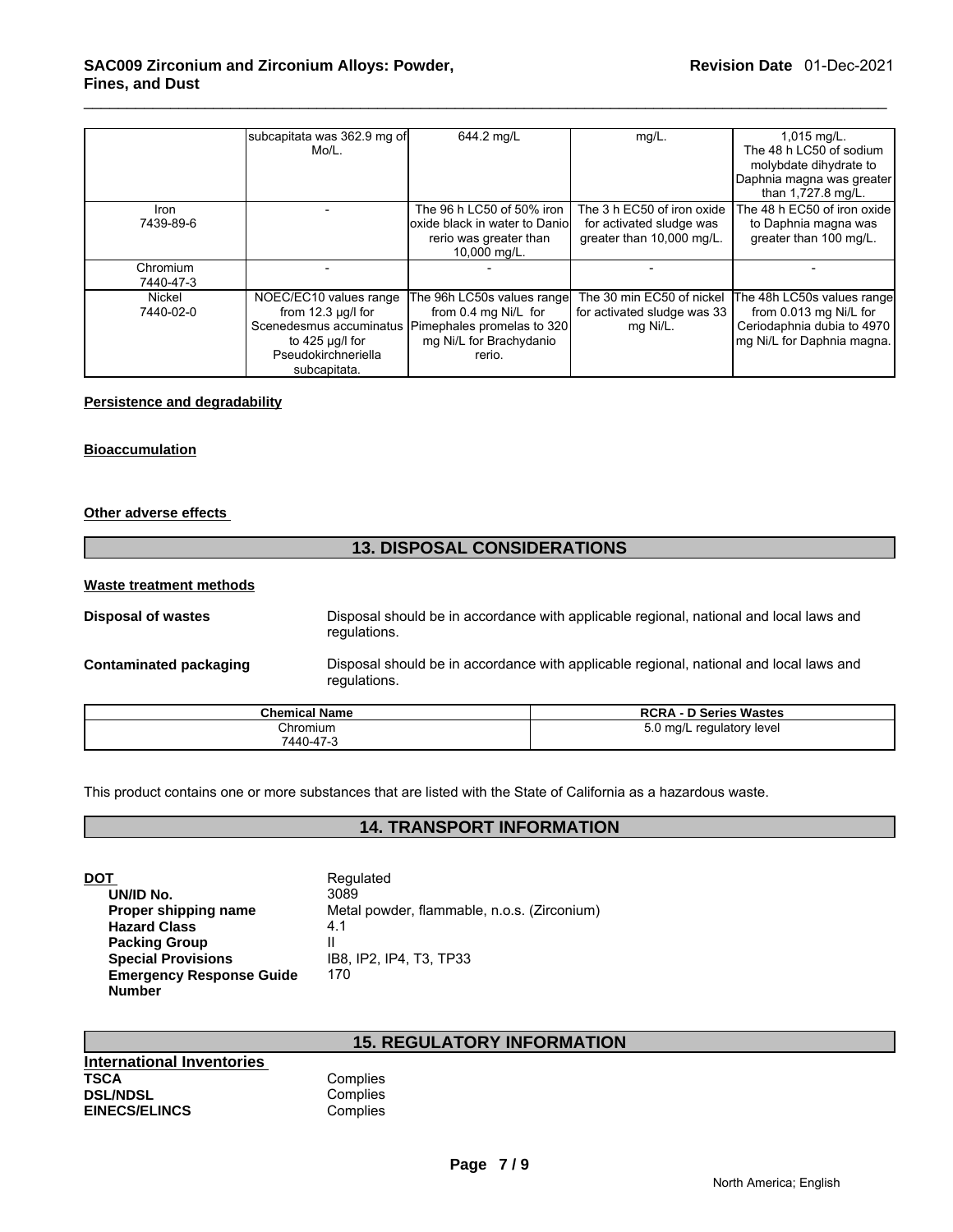| | subcapitata was 362.9 mg of Mo/L. | 644.2 mg/L | mg/L. | 1,015 mg/L. The 48 h LC50 of sodium molybdate dihydrate to Daphnia magna was greater than 1,727.8 mg/L. |
|---|---|---|---|---|
| Iron 7439-89-6 | - | The 96 h LC50 of 50% iron oxide black in water to Danio rerio was greater than 10,000 mg/L. | The 3 h EC50 of iron oxide for activated sludge was greater than 10,000 mg/L. | The 48 h EC50 of iron oxide to Daphnia magna was greater than 100 mg/L. |
| Chromium 7440-47-3 | - | - | - | - |
| Nickel 7440-02-0 | NOEC/EC10 values range from 12.3 µg/l for Scenedesmus accuminatus to 425 µg/l for Pseudokirchneriella subcapitata. | The 96h LC50s values range from 0.4 mg Ni/L for Pimephales promelas to 320 mg Ni/L for Brachydanio rerio. | The 30 min EC50 of nickel for activated sludge was 33 mg Ni/L. | The 48h LC50s values range from 0.013 mg Ni/L for Ceriodaphnia dubia to 4970 mg Ni/L for Daphnia magna. |

**Persistence and degradability**

**Bioaccumulation**

**Other adverse effects**

## 13. DISPOSAL CONSIDERATIONS

**Waste treatment methods**

**Disposal of wastes** Disposal should be in accordance with applicable regional, national and local laws and regulations.

**Contaminated packaging** Disposal should be in accordance with applicable regional, national and local laws and regulations.

| Chemical Name | RCRA - D Series Wastes |
|---|---|
| Chromium 7440-47-3 | 5.0 mg/L regulatory level |

This product contains one or more substances that are listed with the State of California as a hazardous waste.

## 14. TRANSPORT INFORMATION

**DOT** Regulated
- **UN/ID No.** 3089
- **Proper shipping name** Metal powder, flammable, n.o.s. (Zirconium)
- **Hazard Class** 4.1
- **Packing Group** II
- **Special Provisions** IB8, IP2, IP4, T3, TP33
- **Emergency Response Guide Number** 170

## 15. REGULATORY INFORMATION

**International Inventories**

**TSCA** Complies
**DSL/NDSL** Complies
**EINECS/ELINCS** Complies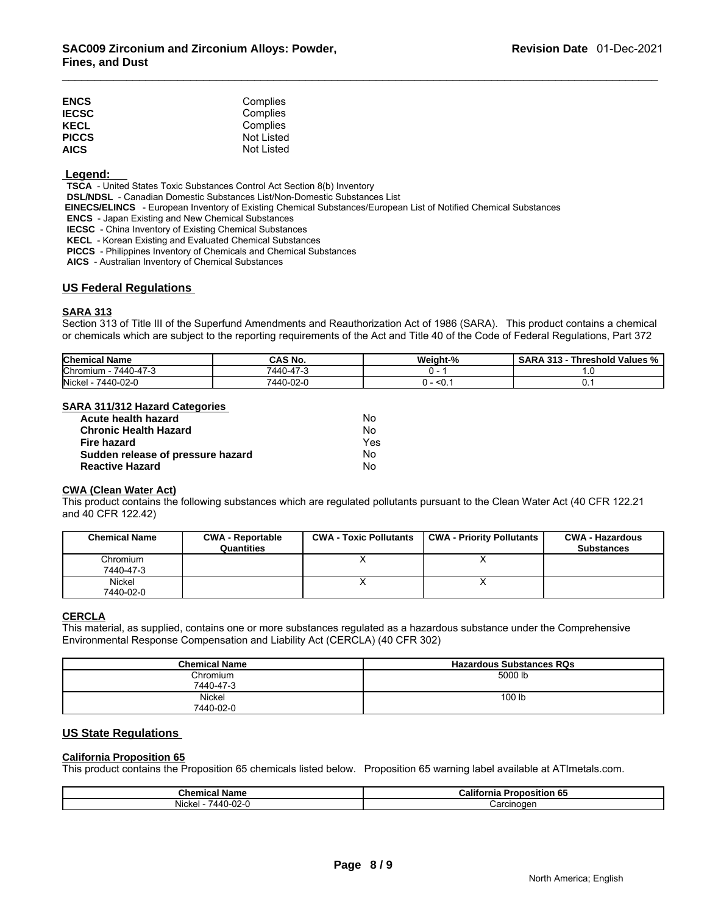| | |
|---|---|
| **ENCS** | Complies |
| **IECSC** | Complies |
| **KECL** | Complies |
| **PICCS** | Not Listed |
| **AICS** | Not Listed |

**Legend:**

**TSCA** - United States Toxic Substances Control Act Section 8(b) Inventory
**DSL/NDSL** - Canadian Domestic Substances List/Non-Domestic Substances List
**EINECS/ELINCS** - European Inventory of Existing Chemical Substances/European List of Notified Chemical Substances
**ENCS** - Japan Existing and New Chemical Substances
**IECSC** - China Inventory of Existing Chemical Substances
**KECL** - Korean Existing and Evaluated Chemical Substances
**PICCS** - Philippines Inventory of Chemicals and Chemical Substances
**AICS** - Australian Inventory of Chemical Substances

## US Federal Regulations

### SARA 313

Section 313 of Title III of the Superfund Amendments and Reauthorization Act of 1986 (SARA). This product contains a chemical or chemicals which are subject to the reporting requirements of the Act and Title 40 of the Code of Federal Regulations, Part 372

| Chemical Name | CAS No. | Weight-% | SARA 313 - Threshold Values % |
|---|---|---|---|
| Chromium - 7440-47-3 | 7440-47-3 | 0 - 1 | 1.0 |
| Nickel - 7440-02-0 | 7440-02-0 | 0 - <0.1 | 0.1 |

### SARA 311/312 Hazard Categories

| | |
|---|---|
| **Acute health hazard** | No |
| **Chronic Health Hazard** | No |
| **Fire hazard** | Yes |
| **Sudden release of pressure hazard** | No |
| **Reactive Hazard** | No |

### CWA (Clean Water Act)

This product contains the following substances which are regulated pollutants pursuant to the Clean Water Act (40 CFR 122.21 and 40 CFR 122.42)

| Chemical Name | CWA - Reportable Quantities | CWA - Toxic Pollutants | CWA - Priority Pollutants | CWA - Hazardous Substances |
|---|---|---|---|---|
| Chromium 7440-47-3 | | X | X | |
| Nickel 7440-02-0 | | X | X | |

### CERCLA

This material, as supplied, contains one or more substances regulated as a hazardous substance under the Comprehensive Environmental Response Compensation and Liability Act (CERCLA) (40 CFR 302)

| Chemical Name | Hazardous Substances RQs |
|---|---|
| Chromium 7440-47-3 | 5000 lb |
| Nickel 7440-02-0 | 100 lb |

## US State Regulations

### California Proposition 65

This product contains the Proposition 65 chemicals listed below. Proposition 65 warning label available at ATImetals.com.

| Chemical Name | California Proposition 65 |
|---|---|
| Nickel - 7440-02-0 | Carcinogen |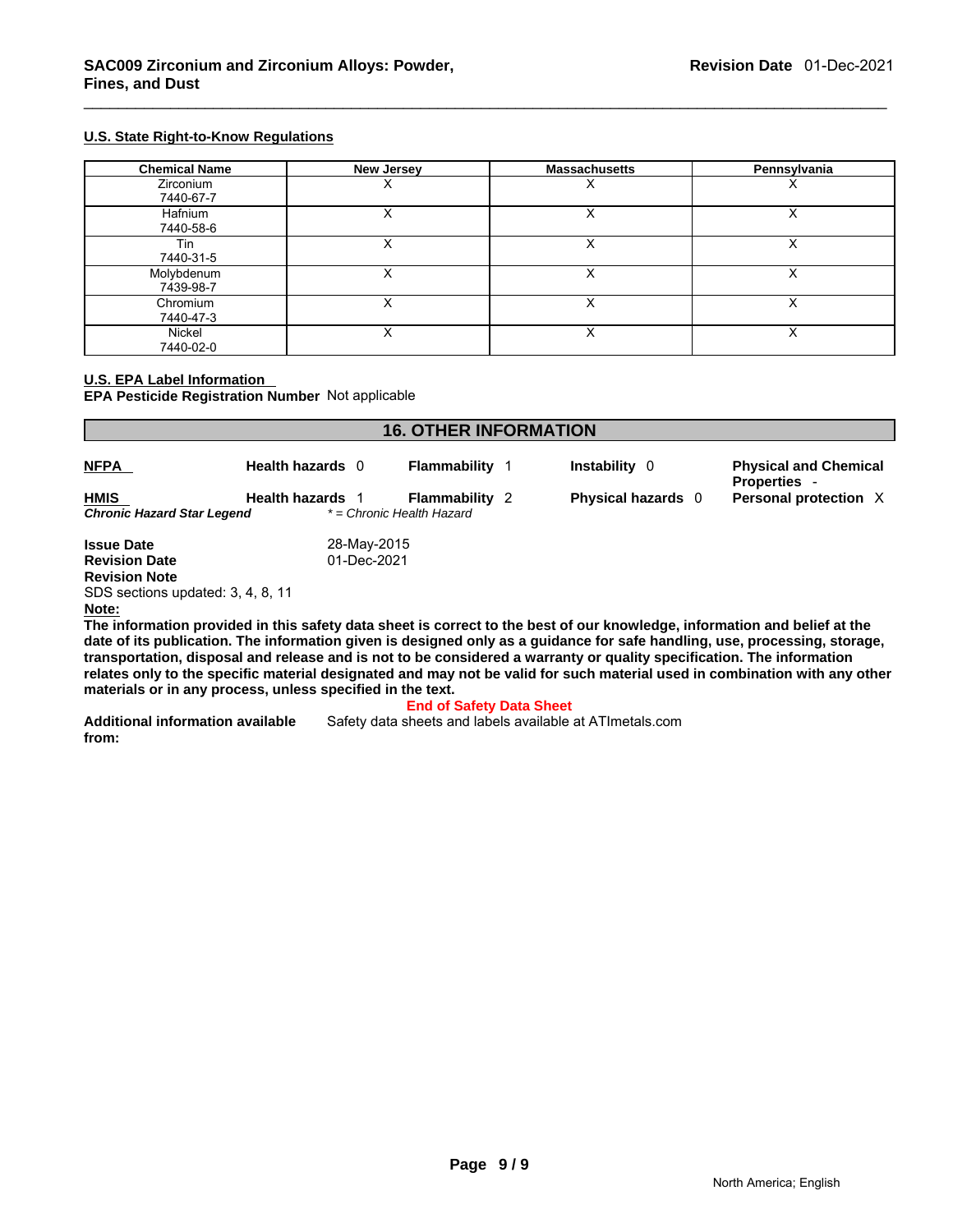### U.S. State Right-to-Know Regulations

| Chemical Name | New Jersey | Massachusetts | Pennsylvania |
|---|---|---|---|
| Zirconium 7440-67-7 | X | X | X |
| Hafnium 7440-58-6 | X | X | X |
| Tin 7440-31-5 | X | X | X |
| Molybdenum 7439-98-7 | X | X | X |
| Chromium 7440-47-3 | X | X | X |
| Nickel 7440-02-0 | X | X | X |

### U.S. EPA Label Information

**EPA Pesticide Registration Number** Not applicable

## 16. OTHER INFORMATION

| | | | | |
|---|---|---|---|---|
| **NFPA** | **Health hazards** 0 | **Flammability** 1 | **Instability** 0 | **Physical and Chemical Properties** - |
| **HMIS** | **Health hazards** 1 | **Flammability** 2 | **Physical hazards** 0 | **Personal protection** X |

***Chronic Hazard Star Legend*** *\* = Chronic Health Hazard*

**Issue Date** 28-May-2015

**Revision Date** 01-Dec-2021

**Revision Note**

SDS sections updated: 3, 4, 8, 11

**Note:**

**The information provided in this safety data sheet is correct to the best of our knowledge, information and belief at the date of its publication. The information given is designed only as a guidance for safe handling, use, processing, storage, transportation, disposal and release and is not to be considered a warranty or quality specification. The information relates only to the specific material designated and may not be valid for such material used in combination with any other materials or in any process, unless specified in the text.**

**End of Safety Data Sheet**

**Additional information available from:** Safety data sheets and labels available at ATImetals.com